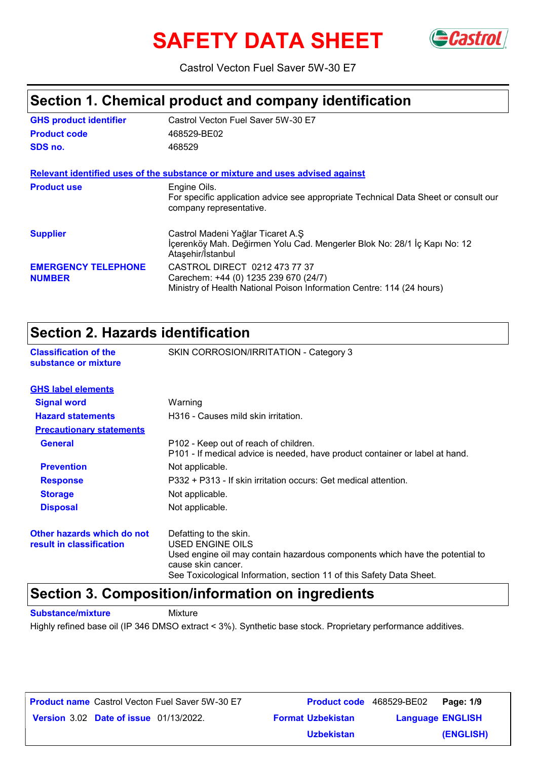# SAFETY DATA SHEET

Castrol Vecton Fuel Saver 5W-30 E7

## Section 1. Chemical product and company identification

| | |
|---|---|
| **GHS product identifier** | Castrol Vecton Fuel Saver 5W-30 E7 |
| **Product code** | 468529-BE02 |
| **SDS no.** | 468529 |

**Relevant identified uses of the substance or mixture and uses advised against**

| | |
|---|---|
| **Product use** | Engine Oils.<br>For specific application advice see appropriate Technical Data Sheet or consult our company representative. |
| **Supplier** | Castrol Madeni Yağlar Ticaret A.Ş<br>İçerenköy Mah. Değirmen Yolu Cad. Mengerler Blok No: 28/1 İç Kapı No: 12 Ataşehir/İstanbul |
| **EMERGENCY TELEPHONE NUMBER** | CASTROL DIRECT 0212 473 77 37<br>Carechem: +44 (0) 1235 239 670 (24/7)<br>Ministry of Health National Poison Information Centre: 114 (24 hours) |

## Section 2. Hazards identification

| | |
|---|---|
| **Classification of the substance or mixture** | SKIN CORROSION/IRRITATION - Category 3 |

**GHS label elements**

| | |
|---|---|
| **Signal word** | Warning |
| **Hazard statements** | H316 - Causes mild skin irritation. |

**Precautionary statements**

| | |
|---|---|
| **General** | P102 - Keep out of reach of children.<br>P101 - If medical advice is needed, have product container or label at hand. |
| **Prevention** | Not applicable. |
| **Response** | P332 + P313 - If skin irritation occurs: Get medical attention. |
| **Storage** | Not applicable. |
| **Disposal** | Not applicable. |
| **Other hazards which do not result in classification** | Defatting to the skin.<br>USED ENGINE OILS<br>Used engine oil may contain hazardous components which have the potential to cause skin cancer.<br>See Toxicological Information, section 11 of this Safety Data Sheet. |

## Section 3. Composition/information on ingredients

**Substance/mixture** Mixture

Highly refined base oil (IP 346 DMSO extract < 3%). Synthetic base stock. Proprietary performance additives.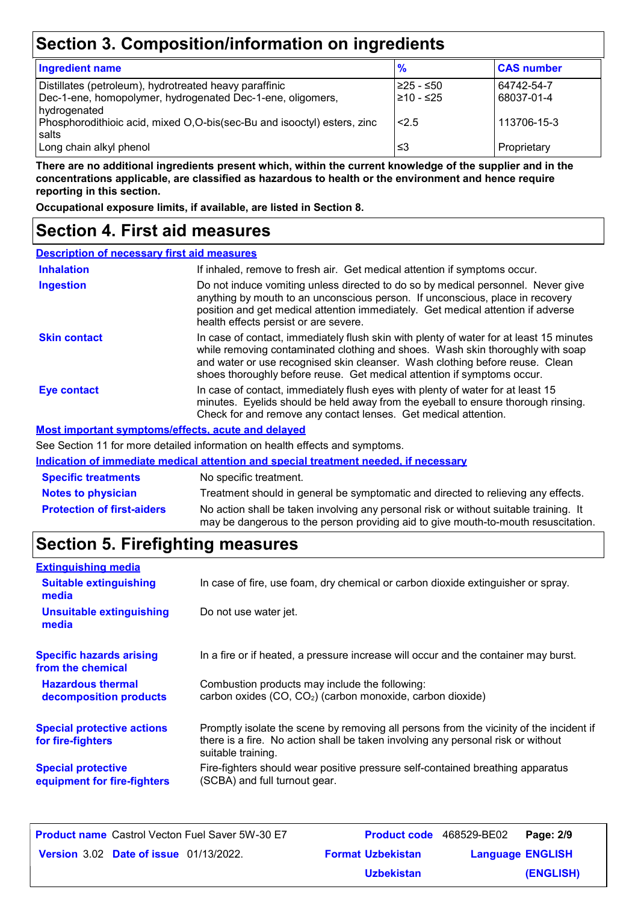## Section 3. Composition/information on ingredients

| Ingredient name | % | CAS number |
|---|---|---|
| Distillates (petroleum), hydrotreated heavy paraffinic | ≥25 - ≤50 | 64742-54-7 |
| Dec-1-ene, homopolymer, hydrogenated Dec-1-ene, oligomers, hydrogenated | ≥10 - ≤25 | 68037-01-4 |
| Phosphorodithioic acid, mixed O,O-bis(sec-Bu and isooctyl) esters, zinc salts | <2.5 | 113706-15-3 |
| Long chain alkyl phenol | ≤3 | Proprietary |

**There are no additional ingredients present which, within the current knowledge of the supplier and in the concentrations applicable, are classified as hazardous to health or the environment and hence require reporting in this section.**

**Occupational exposure limits, if available, are listed in Section 8.**

## Section 4. First aid measures

### Description of necessary first aid measures

**Inhalation**: If inhaled, remove to fresh air. Get medical attention if symptoms occur.

**Ingestion**: Do not induce vomiting unless directed to do so by medical personnel. Never give anything by mouth to an unconscious person. If unconscious, place in recovery position and get medical attention immediately. Get medical attention if adverse health effects persist or are severe.

**Skin contact**: In case of contact, immediately flush skin with plenty of water for at least 15 minutes while removing contaminated clothing and shoes. Wash skin thoroughly with soap and water or use recognised skin cleanser. Wash clothing before reuse. Clean shoes thoroughly before reuse. Get medical attention if symptoms occur.

**Eye contact**: In case of contact, immediately flush eyes with plenty of water for at least 15 minutes. Eyelids should be held away from the eyeball to ensure thorough rinsing. Check for and remove any contact lenses. Get medical attention.

### Most important symptoms/effects, acute and delayed

See Section 11 for more detailed information on health effects and symptoms.

### Indication of immediate medical attention and special treatment needed, if necessary

**Specific treatments**: No specific treatment.

**Notes to physician**: Treatment should in general be symptomatic and directed to relieving any effects.

**Protection of first-aiders**: No action shall be taken involving any personal risk or without suitable training. It may be dangerous to the person providing aid to give mouth-to-mouth resuscitation.

## Section 5. Firefighting measures

### Extinguishing media

**Suitable extinguishing media**: In case of fire, use foam, dry chemical or carbon dioxide extinguisher or spray.

**Unsuitable extinguishing media**: Do not use water jet.

**Specific hazards arising from the chemical**: In a fire or if heated, a pressure increase will occur and the container may burst.

**Hazardous thermal decomposition products**: Combustion products may include the following:
carbon oxides ($CO$, $CO_2$) (carbon monoxide, carbon dioxide)

**Special protective actions for fire-fighters**: Promptly isolate the scene by removing all persons from the vicinity of the incident if there is a fire. No action shall be taken involving any personal risk or without suitable training.

**Special protective equipment for fire-fighters**: Fire-fighters should wear positive pressure self-contained breathing apparatus (SCBA) and full turnout gear.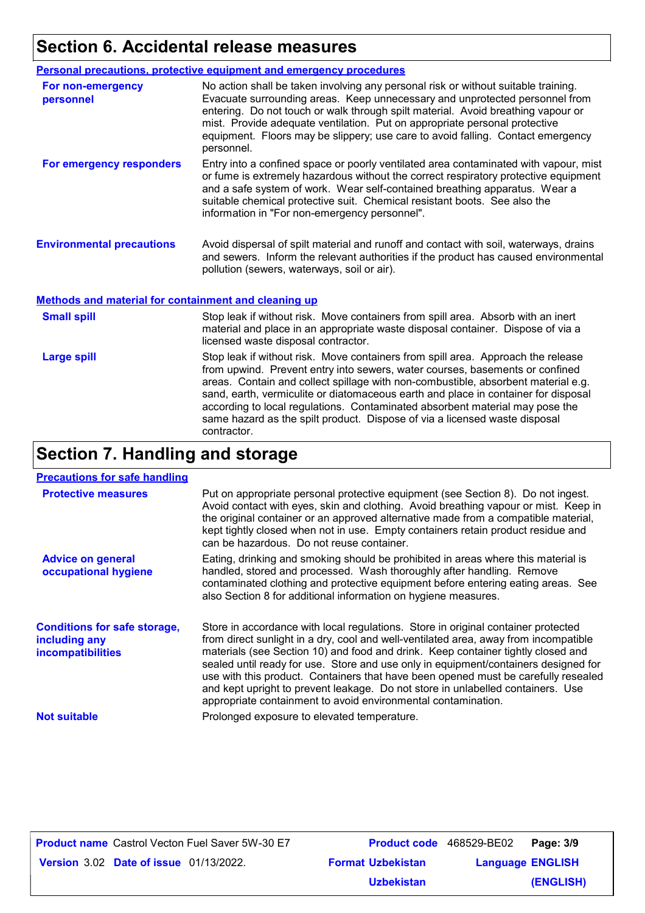## Section 6. Accidental release measures

### Personal precautions, protective equipment and emergency procedures

**For non-emergency personnel**

No action shall be taken involving any personal risk or without suitable training. Evacuate surrounding areas. Keep unnecessary and unprotected personnel from entering. Do not touch or walk through spilt material. Avoid breathing vapour or mist. Provide adequate ventilation. Put on appropriate personal protective equipment. Floors may be slippery; use care to avoid falling. Contact emergency personnel.

**For emergency responders**

Entry into a confined space or poorly ventilated area contaminated with vapour, mist or fume is extremely hazardous without the correct respiratory protective equipment and a safe system of work. Wear self-contained breathing apparatus. Wear a suitable chemical protective suit. Chemical resistant boots. See also the information in "For non-emergency personnel".

**Environmental precautions**

Avoid dispersal of spilt material and runoff and contact with soil, waterways, drains and sewers. Inform the relevant authorities if the product has caused environmental pollution (sewers, waterways, soil or air).

### Methods and material for containment and cleaning up

**Small spill**

Stop leak if without risk. Move containers from spill area. Absorb with an inert material and place in an appropriate waste disposal container. Dispose of via a licensed waste disposal contractor.

**Large spill**

Stop leak if without risk. Move containers from spill area. Approach the release from upwind. Prevent entry into sewers, water courses, basements or confined areas. Contain and collect spillage with non-combustible, absorbent material e.g. sand, earth, vermiculite or diatomaceous earth and place in container for disposal according to local regulations. Contaminated absorbent material may pose the same hazard as the spilt product. Dispose of via a licensed waste disposal contractor.

## Section 7. Handling and storage

### Precautions for safe handling

**Protective measures**

Put on appropriate personal protective equipment (see Section 8). Do not ingest. Avoid contact with eyes, skin and clothing. Avoid breathing vapour or mist. Keep in the original container or an approved alternative made from a compatible material, kept tightly closed when not in use. Empty containers retain product residue and can be hazardous. Do not reuse container.

**Advice on general occupational hygiene**

Eating, drinking and smoking should be prohibited in areas where this material is handled, stored and processed. Wash thoroughly after handling. Remove contaminated clothing and protective equipment before entering eating areas. See also Section 8 for additional information on hygiene measures.

**Conditions for safe storage, including any incompatibilities**

Store in accordance with local regulations. Store in original container protected from direct sunlight in a dry, cool and well-ventilated area, away from incompatible materials (see Section 10) and food and drink. Keep container tightly closed and sealed until ready for use. Store and use only in equipment/containers designed for use with this product. Containers that have been opened must be carefully resealed and kept upright to prevent leakage. Do not store in unlabelled containers. Use appropriate containment to avoid environmental contamination.

**Not suitable**

Prolonged exposure to elevated temperature.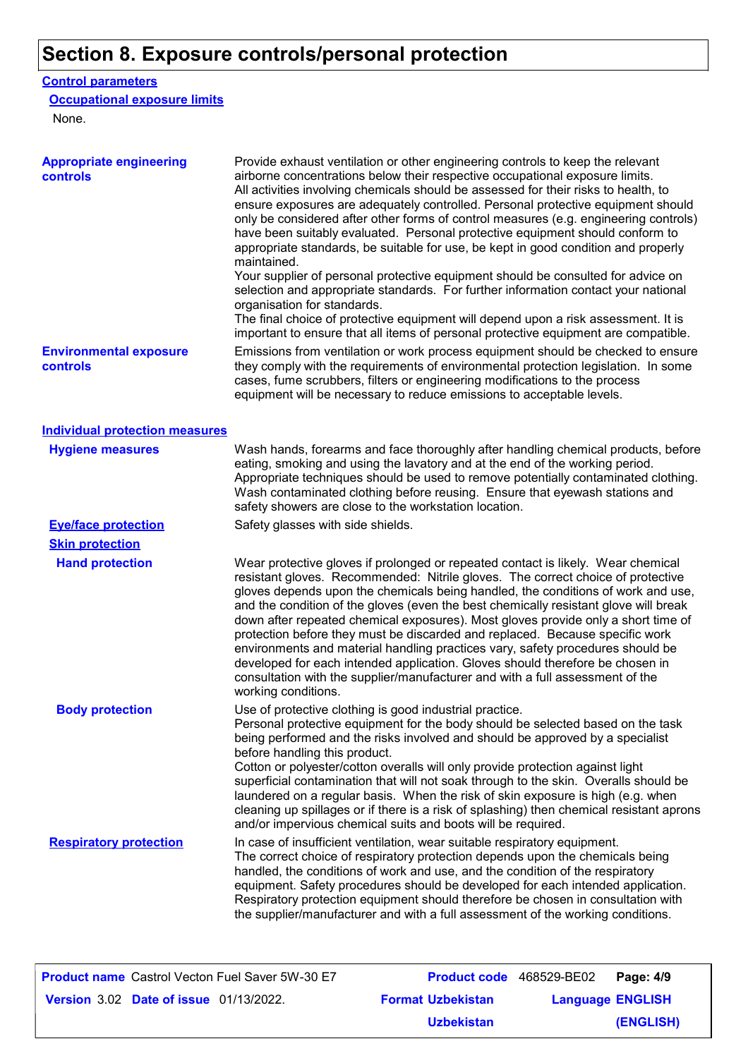# Section 8. Exposure controls/personal protection

## Control parameters

### Occupational exposure limits

None.

**Appropriate engineering controls**

Provide exhaust ventilation or other engineering controls to keep the relevant airborne concentrations below their respective occupational exposure limits.
All activities involving chemicals should be assessed for their risks to health, to ensure exposures are adequately controlled. Personal protective equipment should only be considered after other forms of control measures (e.g. engineering controls) have been suitably evaluated. Personal protective equipment should conform to appropriate standards, be suitable for use, be kept in good condition and properly maintained.
Your supplier of personal protective equipment should be consulted for advice on selection and appropriate standards. For further information contact your national organisation for standards.
The final choice of protective equipment will depend upon a risk assessment. It is important to ensure that all items of personal protective equipment are compatible.

**Environmental exposure controls**

Emissions from ventilation or work process equipment should be checked to ensure they comply with the requirements of environmental protection legislation. In some cases, fume scrubbers, filters or engineering modifications to the process equipment will be necessary to reduce emissions to acceptable levels.

## Individual protection measures

**Hygiene measures**

Wash hands, forearms and face thoroughly after handling chemical products, before eating, smoking and using the lavatory and at the end of the working period. Appropriate techniques should be used to remove potentially contaminated clothing. Wash contaminated clothing before reusing. Ensure that eyewash stations and safety showers are close to the workstation location.

**Eye/face protection**

Safety glasses with side shields.

**Skin protection**

**Hand protection**

Wear protective gloves if prolonged or repeated contact is likely. Wear chemical resistant gloves. Recommended: Nitrile gloves. The correct choice of protective gloves depends upon the chemicals being handled, the conditions of work and use, and the condition of the gloves (even the best chemically resistant glove will break down after repeated chemical exposures). Most gloves provide only a short time of protection before they must be discarded and replaced. Because specific work environments and material handling practices vary, safety procedures should be developed for each intended application. Gloves should therefore be chosen in consultation with the supplier/manufacturer and with a full assessment of the working conditions.

**Body protection**

Use of protective clothing is good industrial practice.
Personal protective equipment for the body should be selected based on the task being performed and the risks involved and should be approved by a specialist before handling this product.
Cotton or polyester/cotton overalls will only provide protection against light superficial contamination that will not soak through to the skin. Overalls should be laundered on a regular basis. When the risk of skin exposure is high (e.g. when cleaning up spillages or if there is a risk of splashing) then chemical resistant aprons and/or impervious chemical suits and boots will be required.

**Respiratory protection**

In case of insufficient ventilation, wear suitable respiratory equipment.
The correct choice of respiratory protection depends upon the chemicals being handled, the conditions of work and use, and the condition of the respiratory equipment. Safety procedures should be developed for each intended application. Respiratory protection equipment should therefore be chosen in consultation with the supplier/manufacturer and with a full assessment of the working conditions.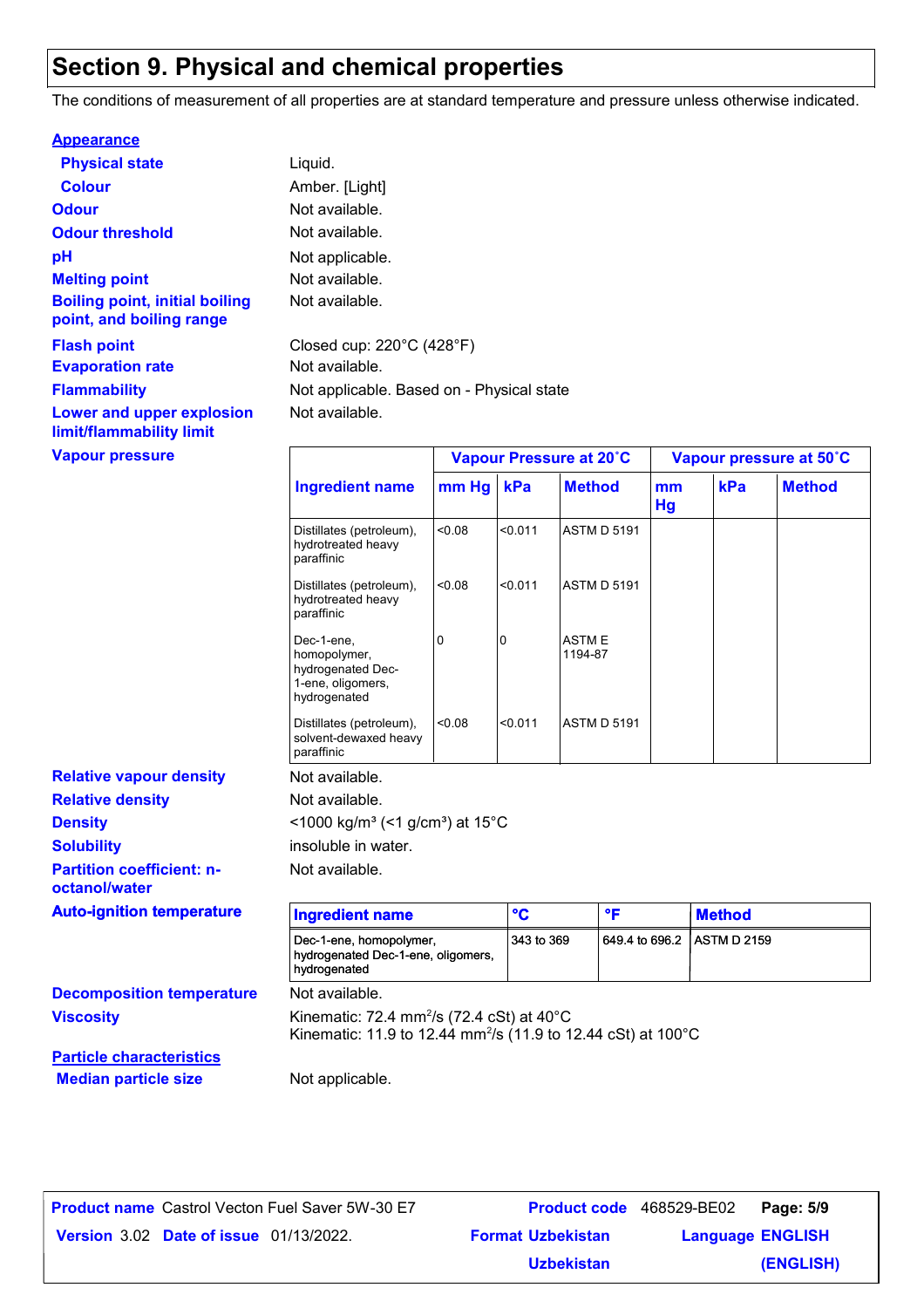## Section 9. Physical and chemical properties

The conditions of measurement of all properties are at standard temperature and pressure unless otherwise indicated.

**Appearance**

**Physical state** Liquid.

**Colour** Amber. [Light]

**Odour** Not available.

**Odour threshold** Not available.

**pH** Not applicable.

**Melting point** Not available.

**Boiling point, initial boiling point, and boiling range** Not available.

**Flash point** Closed cup: 220°C (428°F)

**Evaporation rate** Not available.

**Flammability** Not applicable. Based on - Physical state

**Lower and upper explosion limit/flammability limit** Not available.

**Vapour pressure**

| Ingredient name | Vapour Pressure at 20˚C | | | Vapour pressure at 50˚C | | |
|---|---|---|---|---|---|---|
| | mm Hg | kPa | Method | mm Hg | kPa | Method |
| Distillates (petroleum), hydrotreated heavy paraffinic | <0.08 | <0.011 | ASTM D 5191 | | | |
| Distillates (petroleum), hydrotreated heavy paraffinic | <0.08 | <0.011 | ASTM D 5191 | | | |
| Dec-1-ene, homopolymer, hydrogenated Dec-1-ene, oligomers, hydrogenated | 0 | 0 | ASTM E 1194-87 | | | |
| Distillates (petroleum), solvent-dewaxed heavy paraffinic | <0.08 | <0.011 | ASTM D 5191 | | | |

**Relative vapour density** Not available.

**Relative density** Not available.

**Density** <1000 kg/m³ (<1 g/cm³) at 15°C

**Solubility** insoluble in water.

**Partition coefficient: n-octanol/water** Not available.

**Auto-ignition temperature**

| Ingredient name | °C | °F | Method |
|---|---|---|---|
| Dec-1-ene, homopolymer, hydrogenated Dec-1-ene, oligomers, hydrogenated | 343 to 369 | 649.4 to 696.2 | ASTM D 2159 |

**Decomposition temperature** Not available.

**Viscosity** Kinematic: 72.4 $mm^2/s$ (72.4 cSt) at 40°C
Kinematic: 11.9 to 12.44 $mm^2/s$ (11.9 to 12.44 cSt) at 100°C

**Particle characteristics**

**Median particle size** Not applicable.

**Product name** Castrol Vecton Fuel Saver 5W-30 E7 **Product code** 468529-BE02
**Version** 3.02 **Date of issue** 01/13/2022. **Format** Uzbekistan Uzbekistan **Language** ENGLISH (ENGLISH)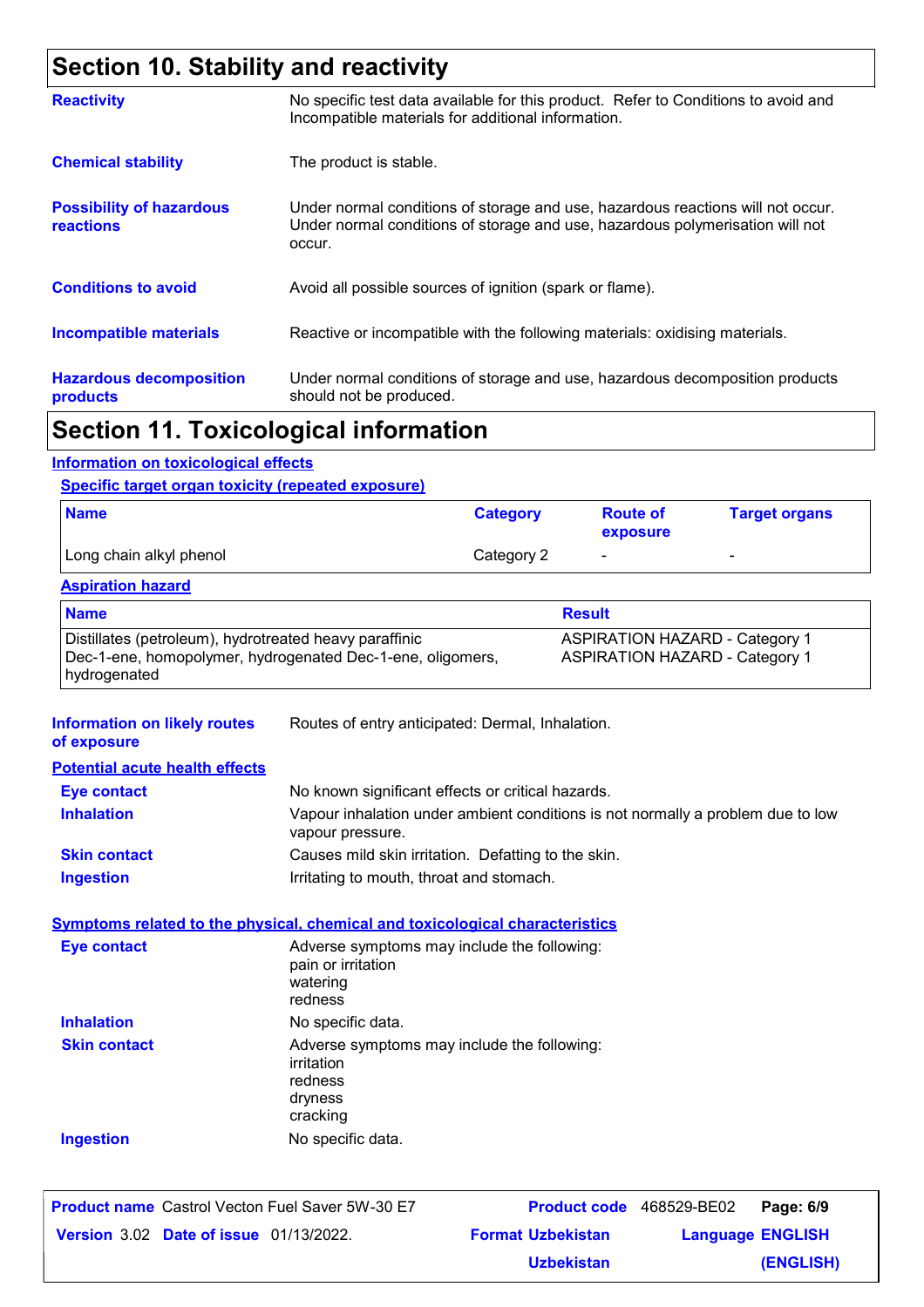## Section 10. Stability and reactivity

**Reactivity** — No specific test data available for this product. Refer to Conditions to avoid and Incompatible materials for additional information.

**Chemical stability** — The product is stable.

**Possibility of hazardous reactions** — Under normal conditions of storage and use, hazardous reactions will not occur. Under normal conditions of storage and use, hazardous polymerisation will not occur.

**Conditions to avoid** — Avoid all possible sources of ignition (spark or flame).

**Incompatible materials** — Reactive or incompatible with the following materials: oxidising materials.

**Hazardous decomposition products** — Under normal conditions of storage and use, hazardous decomposition products should not be produced.

## Section 11. Toxicological information

### Information on toxicological effects

#### Specific target organ toxicity (repeated exposure)

| Name | Category | Route of exposure | Target organs |
|---|---|---|---|
| Long chain alkyl phenol | Category 2 | - | - |

#### Aspiration hazard

| Name | Result |
|---|---|
| Distillates (petroleum), hydrotreated heavy paraffinic | ASPIRATION HAZARD - Category 1 |
| Dec-1-ene, homopolymer, hydrogenated Dec-1-ene, oligomers, hydrogenated | ASPIRATION HAZARD - Category 1 |

**Information on likely routes of exposure** — Routes of entry anticipated: Dermal, Inhalation.

#### Potential acute health effects

**Eye contact** — No known significant effects or critical hazards.

**Inhalation** — Vapour inhalation under ambient conditions is not normally a problem due to low vapour pressure.

**Skin contact** — Causes mild skin irritation. Defatting to the skin.

**Ingestion** — Irritating to mouth, throat and stomach.

#### Symptoms related to the physical, chemical and toxicological characteristics

**Eye contact** — Adverse symptoms may include the following:
pain or irritation
watering
redness

**Inhalation** — No specific data.

**Skin contact** — Adverse symptoms may include the following:
irritation
redness
dryness
cracking

**Ingestion** — No specific data.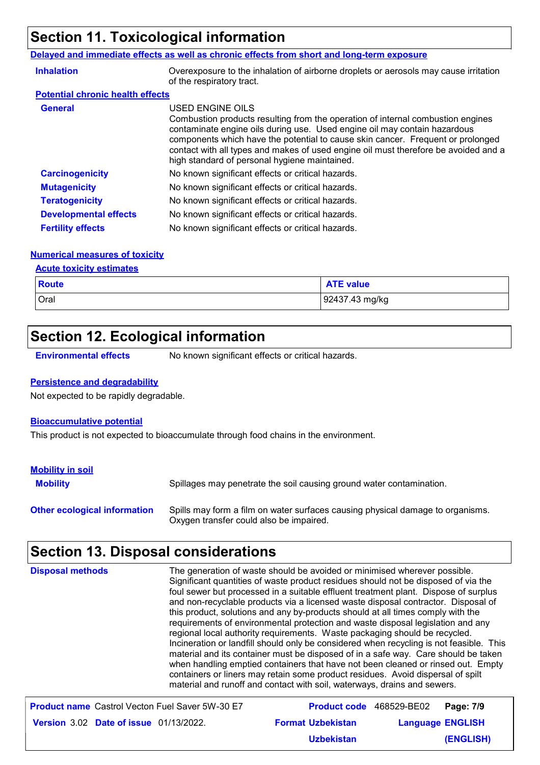## Section 11. Toxicological information

**Delayed and immediate effects as well as chronic effects from short and long-term exposure**

**Inhalation** Overexposure to the inhalation of airborne droplets or aerosols may cause irritation of the respiratory tract.

**Potential chronic health effects**

**General** USED ENGINE OILS
Combustion products resulting from the operation of internal combustion engines contaminate engine oils during use. Used engine oil may contain hazardous components which have the potential to cause skin cancer. Frequent or prolonged contact with all types and makes of used engine oil must therefore be avoided and a high standard of personal hygiene maintained.

**Carcinogenicity** No known significant effects or critical hazards.

**Mutagenicity** No known significant effects or critical hazards.

**Teratogenicity** No known significant effects or critical hazards.

**Developmental effects** No known significant effects or critical hazards.

**Fertility effects** No known significant effects or critical hazards.

**Numerical measures of toxicity**

**Acute toxicity estimates**

| Route | ATE value |
|---|---|
| Oral | 92437.43 mg/kg |

## Section 12. Ecological information

**Environmental effects** No known significant effects or critical hazards.

**Persistence and degradability**

Not expected to be rapidly degradable.

**Bioaccumulative potential**

This product is not expected to bioaccumulate through food chains in the environment.

**Mobility in soil**

**Mobility** Spillages may penetrate the soil causing ground water contamination.

**Other ecological information** Spills may form a film on water surfaces causing physical damage to organisms. Oxygen transfer could also be impaired.

## Section 13. Disposal considerations

**Disposal methods** The generation of waste should be avoided or minimised wherever possible. Significant quantities of waste product residues should not be disposed of via the foul sewer but processed in a suitable effluent treatment plant. Dispose of surplus and non-recyclable products via a licensed waste disposal contractor. Disposal of this product, solutions and any by-products should at all times comply with the requirements of environmental protection and waste disposal legislation and any regional local authority requirements. Waste packaging should be recycled. Incineration or landfill should only be considered when recycling is not feasible. This material and its container must be disposed of in a safe way. Care should be taken when handling emptied containers that have not been cleaned or rinsed out. Empty containers or liners may retain some product residues. Avoid dispersal of spilt material and runoff and contact with soil, waterways, drains and sewers.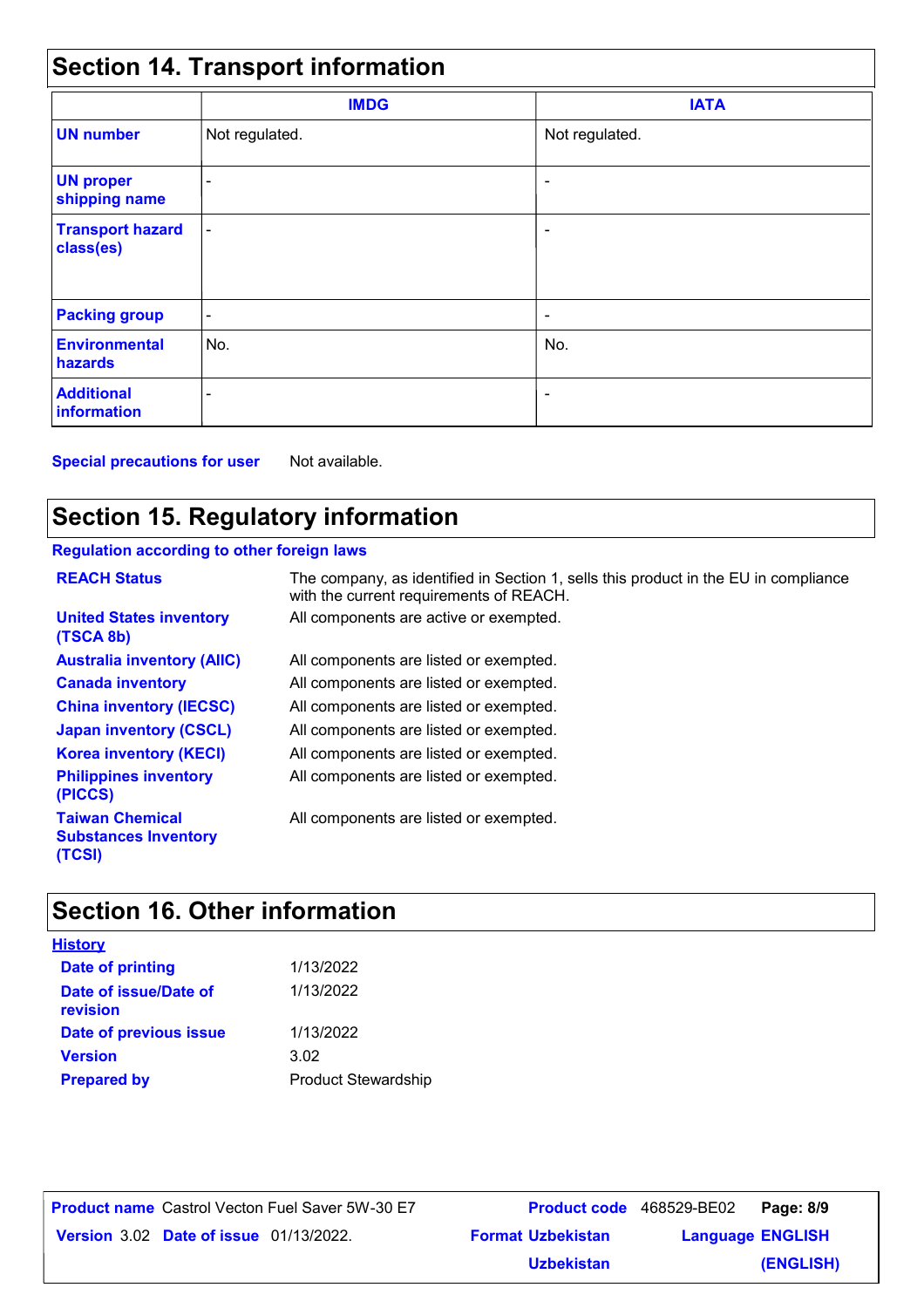## Section 14. Transport information

| | IMDG | IATA |
|---|---|---|
| **UN number** | Not regulated. | Not regulated. |
| **UN proper shipping name** | - | - |
| **Transport hazard class(es)** | - | - |
| **Packing group** | - | - |
| **Environmental hazards** | No. | No. |
| **Additional information** | - | - |

**Special precautions for user** Not available.

## Section 15. Regulatory information

**Regulation according to other foreign laws**

| | |
|---|---|
| **REACH Status** | The company, as identified in Section 1, sells this product in the EU in compliance with the current requirements of REACH. |
| **United States inventory (TSCA 8b)** | All components are active or exempted. |
| **Australia inventory (AIIC)** | All components are listed or exempted. |
| **Canada inventory** | All components are listed or exempted. |
| **China inventory (IECSC)** | All components are listed or exempted. |
| **Japan inventory (CSCL)** | All components are listed or exempted. |
| **Korea inventory (KECI)** | All components are listed or exempted. |
| **Philippines inventory (PICCS)** | All components are listed or exempted. |
| **Taiwan Chemical Substances Inventory (TCSI)** | All components are listed or exempted. |

## Section 16. Other information

**History**

| | |
|---|---|
| **Date of printing** | 1/13/2022 |
| **Date of issue/Date of revision** | 1/13/2022 |
| **Date of previous issue** | 1/13/2022 |
| **Version** | 3.02 |
| **Prepared by** | Product Stewardship |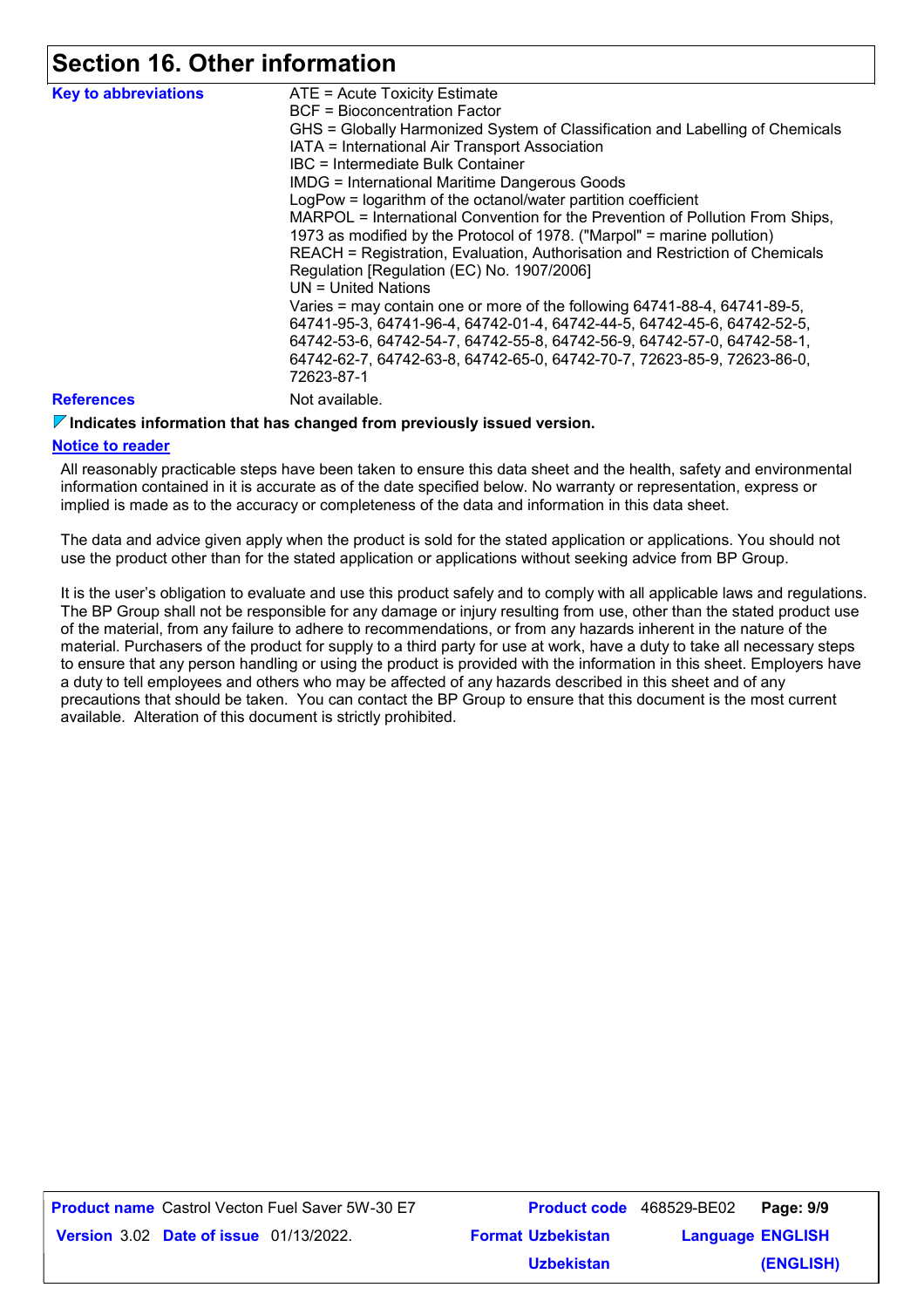## Section 16. Other information

**Key to abbreviations**

ATE = Acute Toxicity Estimate
BCF = Bioconcentration Factor
GHS = Globally Harmonized System of Classification and Labelling of Chemicals
IATA = International Air Transport Association
IBC = Intermediate Bulk Container
IMDG = International Maritime Dangerous Goods
LogPow = logarithm of the octanol/water partition coefficient
MARPOL = International Convention for the Prevention of Pollution From Ships, 1973 as modified by the Protocol of 1978. ("Marpol" = marine pollution)
REACH = Registration, Evaluation, Authorisation and Restriction of Chemicals Regulation [Regulation (EC) No. 1907/2006]
UN = United Nations
Varies = may contain one or more of the following 64741-88-4, 64741-89-5, 64741-95-3, 64741-96-4, 64742-01-4, 64742-44-5, 64742-45-6, 64742-52-5, 64742-53-6, 64742-54-7, 64742-55-8, 64742-56-9, 64742-57-0, 64742-58-1, 64742-62-7, 64742-63-8, 64742-65-0, 64742-70-7, 72623-85-9, 72623-86-0, 72623-87-1

**References** Not available.

**Indicates information that has changed from previously issued version.**

**Notice to reader**

All reasonably practicable steps have been taken to ensure this data sheet and the health, safety and environmental information contained in it is accurate as of the date specified below. No warranty or representation, express or implied is made as to the accuracy or completeness of the data and information in this data sheet.

The data and advice given apply when the product is sold for the stated application or applications. You should not use the product other than for the stated application or applications without seeking advice from BP Group.

It is the user's obligation to evaluate and use this product safely and to comply with all applicable laws and regulations. The BP Group shall not be responsible for any damage or injury resulting from use, other than the stated product use of the material, from any failure to adhere to recommendations, or from any hazards inherent in the nature of the material. Purchasers of the product for supply to a third party for use at work, have a duty to take all necessary steps to ensure that any person handling or using the product is provided with the information in this sheet. Employers have a duty to tell employees and others who may be affected of any hazards described in this sheet and of any precautions that should be taken. You can contact the BP Group to ensure that this document is the most current available. Alteration of this document is strictly prohibited.